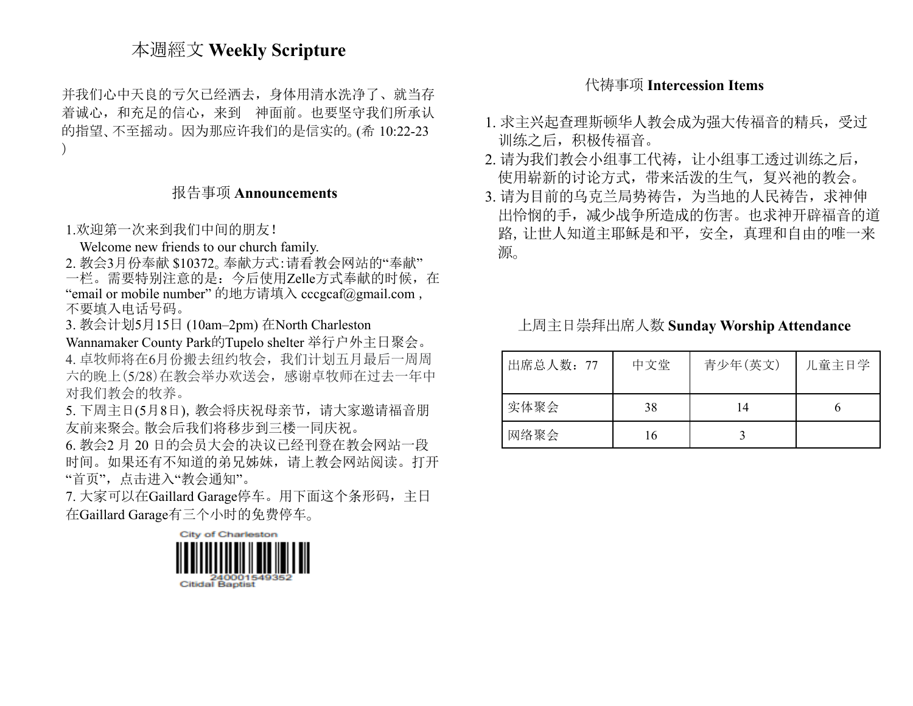# 本週經文 Weekly Scripture

并我们心中天良的亏欠已经洒去，身体用清水洗净了、就当存着诚心，和充足的信心，来到　神面前。也要坚守我们所承认的指望、不至摇动。因为那应许我们的是信实的。(希 10:22-23 )

## 报告事项 Announcements

1.欢迎第一次来到我们中间的朋友！
Welcome new friends to our church family.
2. 教会3月份奉献 $10372。奉献方式:请看教会网站的“奉献”一栏。需要特别注意的是：今后使用Zelle方式奉献的时候，在“email or mobile number” 的地方请填入 cccgcaf@gmail.com , 不要填入电话号码。
3. 教会计划5月15日 (10am–2pm) 在North Charleston Wannamaker County Park的Tupelo shelter 举行户外主日聚会。
4. 卓牧师将在6月份搬去纽约牧会，我们计划五月最后一周周六的晚上(5/28)在教会举办欢送会，感谢卓牧师在过去一年中对我们教会的牧养。
5. 下周主日(5月8日), 教会将庆祝母亲节，请大家邀请福音朋友前来聚会。散会后我们将移步到三楼一同庆祝。
6. 教会2 月 20 日的会员大会的决议已经刊登在教会网站一段时间。如果还有不知道的弟兄姊妹，请上教会网站阅读。打开“首页”，点击进入“教会通知”。
7. 大家可以在Gaillard Garage停车。用下面这个条形码，主日在Gaillard Garage有三个小时的免费停车。

City of Charleston
240001549352
Citidal Baptist

## 代祷事项 Intercession Items

1. 求主兴起查理斯顿华人教会成为强大传福音的精兵，受过训练之后，积极传福音。
2. 请为我们教会小组事工代祷，让小组事工透过训练之后，使用崭新的讨论方式，带来活泼的生气，复兴祂的教会。
3. 请为目前的乌克兰局势祷告，为当地的人民祷告，求神伸出怜悯的手，减少战争所造成的伤害。也求神开辟福音的道路, 让世人知道主耶稣是和平，安全，真理和自由的唯一来源。

## 上周主日崇拜出席人数 Sunday Worship Attendance

| 出席总人数：77 | 中文堂 | 青少年(英文) | 儿童主日学 |
|---|---|---|---|
| 实体聚会 | 38 | 14 | 6 |
| 网络聚会 | 16 | 3 | |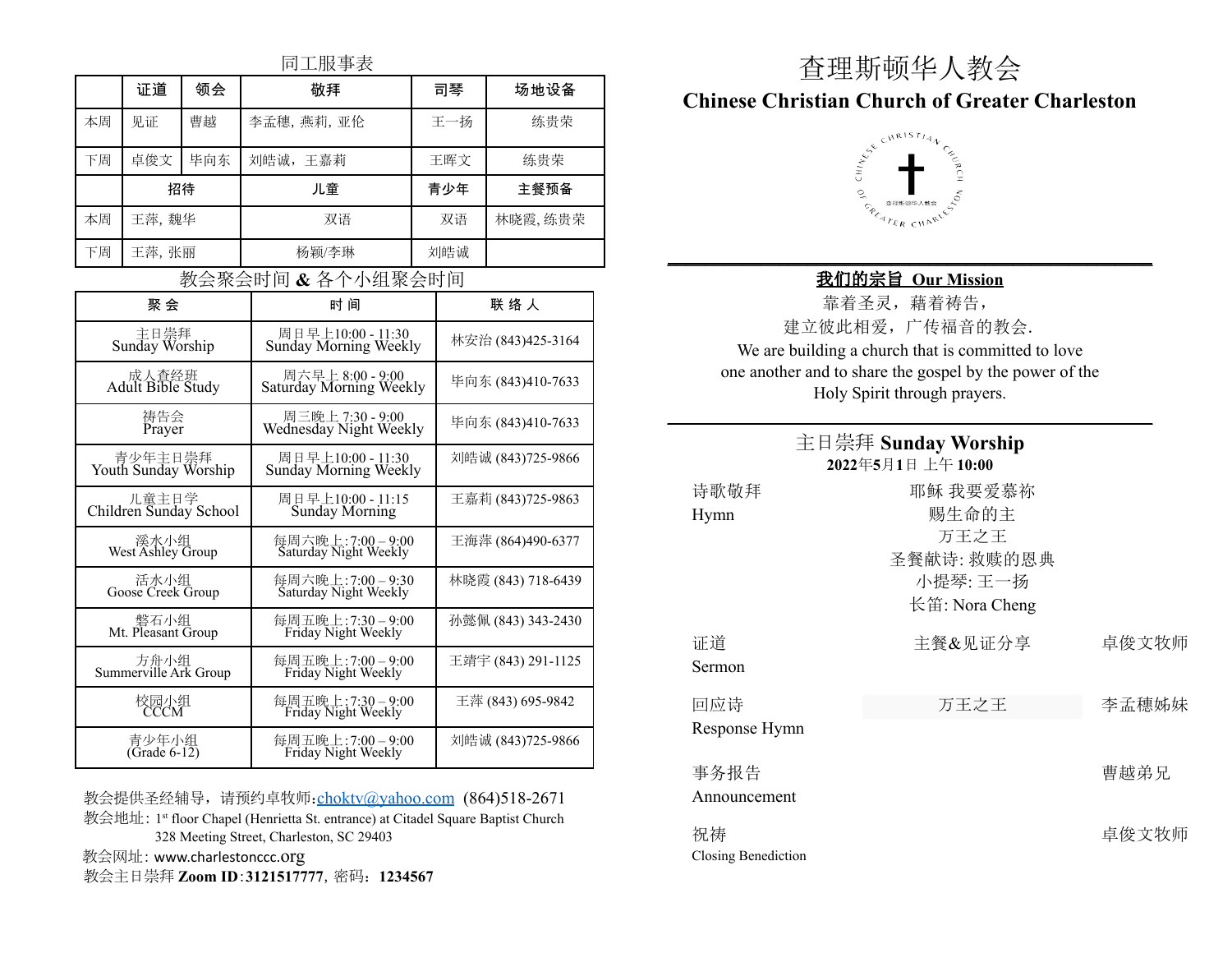同工服事表

| | 证道 | 领会 | 敬拜 | 司琴 | 场地设备 |
|---|---|---|---|---|---|
| 本周 | 见证 | 曹越 | 李孟穗, 燕莉, 亚伦 | 王一扬 | 练贵荣 |
| 下周 | 卓俊文 | 毕向东 | 刘皓诚，王嘉莉 | 王晖文 | 练贵荣 |
| | **招待** | | **儿童** | **青少年** | **主餐预备** |
| 本周 | 王萍, 魏华 | | 双语 | 双语 | 林晓霞, 练贵荣 |
| 下周 | 王萍, 张丽 | | 杨颖/李琳 | 刘皓诚 | |

教会聚会时间 & 各个小组聚会时间

| 聚 会 | 时 间 | 联 络 人 |
|---|---|---|
| 主日崇拜<br>Sunday Worship | 周日早上10:00 - 11:30<br>Sunday Morning Weekly | 林安治 (843)425-3164 |
| 成人查经班<br>Adult Bible Study | 周六早上 8:00 - 9:00<br>Saturday Morning Weekly | 毕向东 (843)410-7633 |
| 祷告会<br>Prayer | 周三晚上 7:30 - 9:00<br>Wednesday Night Weekly | 毕向东 (843)410-7633 |
| 青少年主日崇拜<br>Youth Sunday Worship | 周日早上10:00 - 11:30<br>Sunday Morning Weekly | 刘皓诚 (843)725-9866 |
| 儿童主日学<br>Children Sunday School | 周日早上10:00 - 11:15<br>Sunday Morning | 王嘉莉 (843)725-9863 |
| 溪水小组<br>West Ashley Group | 每周六晚上: 7:00 – 9:00<br>Saturday Night Weekly | 王海萍 (864)490-6377 |
| 活水小组<br>Goose Creek Group | 每周六晚上: 7:00 – 9:30<br>Saturday Night Weekly | 林晓霞 (843) 718-6439 |
| 磐石小组<br>Mt. Pleasant Group | 每周五晚上: 7:30 – 9:00<br>Friday Night Weekly | 孙懿佩 (843) 343-2430 |
| 方舟小组<br>Summerville Ark Group | 每周五晚上: 7:00 – 9:00<br>Friday Night Weekly | 王靖宇 (843) 291-1125 |
| 校园小组<br>CCCM | 每周五晚上: 7:30 – 9:00<br>Friday Night Weekly | 王萍 (843) 695-9842 |
| 青少年小组<br>(Grade 6-12) | 每周五晚上: 7:00 – 9:00<br>Friday Night Weekly | 刘皓诚 (843)725-9866 |

教会提供圣经辅导，请预约卓牧师:choktv@yahoo.com (864)518-2671

教会地址: 1st floor Chapel (Henrietta St. entrance) at Citadel Square Baptist Church
328 Meeting Street, Charleston, SC 29403

教会网址: www.charlestonccc.org

教会主日崇拜 **Zoom ID**:**3121517777**, 密码:**1234567**

# 查理斯顿华人教会

## Chinese Christian Church of Greater Charleston

**我们的宗旨 Our Mission**

靠着圣灵，藉着祷告，
建立彼此相爱，广传福音的教会.
We are building a church that is committed to love
one another and to share the gospel by the power of the
Holy Spirit through prayers.

## 主日崇拜 Sunday Worship

**2022年5月1日 上午 10:00**

| | | |
|---|---|---|
| 诗歌敬拜<br>Hymn | 耶稣 我要爱慕祢<br>赐生命的主<br>万王之王<br>圣餐献诗: 救赎的恩典<br>小提琴: 王一扬<br>长笛: Nora Cheng | |
| 证道<br>Sermon | 主餐&见证分享 | 卓俊文牧师 |
| 回应诗<br>Response Hymn | 万王之王 | 李孟穗姊妹 |
| 事务报告<br>Announcement | | 曹越弟兄 |
| 祝祷<br>Closing Benediction | | 卓俊文牧师 |